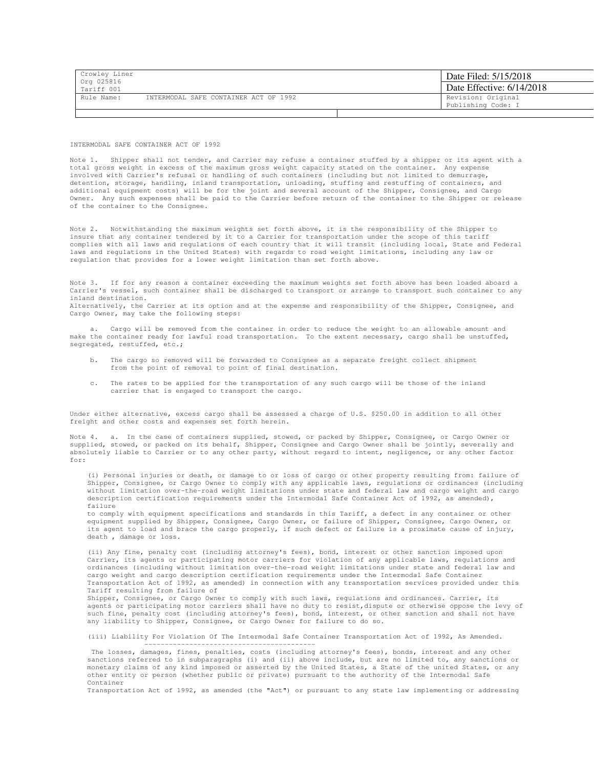| Crowley Liner<br>Org 025816<br>Tariff 001 | Date Filed: 5/15/2018<br>Date Effective: 6/14/2018 |
|---|---|
| Rule Name: INTERMODAL SAFE CONTAINER ACT OF 1992 | Revision: Original<br>Publishing Code: I |

INTERMODAL SAFE CONTAINER ACT OF 1992

Note 1. Shipper shall not tender, and Carrier may refuse a container stuffed by a shipper or its agent with a total gross weight in excess of the maximum gross weight capacity stated on the container. Any expense involved with Carrier's refusal or handling of such containers (including but not limited to demurrage, detention, storage, handling, inland transportation, unloading, stuffing and restuffing of containers, and additional equipment costs) will be for the joint and several account of the Shipper, Consignee, and Cargo Owner. Any such expenses shall be paid to the Carrier before return of the container to the Shipper or release of the container to the Consignee.

Note 2. Notwithstanding the maximum weights set forth above, it is the responsibility of the Shipper to insure that any container tendered by it to a Carrier for transportation under the scope of this tariff complies with all laws and regulations of each country that it will transit (including local, State and Federal laws and regulations in the United States) with regards to road weight limitations, including any law or regulation that provides for a lower weight limitation than set forth above.

Note 3. If for any reason a container exceeding the maximum weights set forth above has been loaded aboard a Carrier's vessel, such container shall be discharged to transport or arrange to transport such container to any inland destination.
Alternatively, the Carrier at its option and at the expense and responsibility of the Shipper, Consignee, and Cargo Owner, may take the following steps:

a. Cargo will be removed from the container in order to reduce the weight to an allowable amount and make the container ready for lawful road transportation. To the extent necessary, cargo shall be unstuffed, segregated, restuffed, etc.;

b. The cargo so removed will be forwarded to Consignee as a separate freight collect shipment from the point of removal to point of final destination.

c. The rates to be applied for the transportation of any such cargo will be those of the inland carrier that is engaged to transport the cargo.

Under either alternative, excess cargo shall be assessed a charge of U.S. $250.00 in addition to all other freight and other costs and expenses set forth herein.

Note 4. a. In the case of containers supplied, stowed, or packed by Shipper, Consignee, or Cargo Owner or supplied, stowed, or packed on its behalf, Shipper, Consignee and Cargo Owner shall be jointly, severally and absolutely liable to Carrier or to any other party, without regard to intent, negligence, or any other factor for:

(i) Personal injuries or death, or damage to or loss of cargo or other property resulting from: failure of Shipper, Consignee, or Cargo Owner to comply with any applicable laws, regulations or ordinances (including without limitation over-the-road weight limitations under state and federal law and cargo weight and cargo description certification requirements under the Intermodal Safe Container Act of 1992, as amended), failure
to comply with equipment specifications and standards in this Tariff, a defect in any container or other equipment supplied by Shipper, Consignee, Cargo Owner, or failure of Shipper, Consignee, Cargo Owner, or its agent to load and brace the cargo properly, if such defect or failure is a proximate cause of injury, death , damage or loss.

(ii) Any fine, penalty cost (including attorney's fees), bond, interest or other sanction imposed upon Carrier, its agents or participating motor carriers for violation of any applicable laws, regulations and ordinances (including without limitation over-the-road weight limitations under state and federal law and cargo weight and cargo description certification requirements under the Intermodal Safe Container Transportation Act of 1992, as amended) in connection with any transportation services provided under this Tariff resulting from failure of
Shipper, Consignee, or Cargo Owner to comply with such laws, regulations and ordinances. Carrier, its agents or participating motor carriers shall have no duty to resist,dispute or otherwise oppose the levy of such fine, penalty cost (including attorney's fees), bond, interest, or other sanction and shall not have any liability to Shipper, Consignee, or Cargo Owner for failure to do so.

(iii) Liability For Violation Of The Intermodal Safe Container Transportation Act of 1992, As Amended.

The losses, damages, fines, penalties, costs (including attorney's fees), bonds, interest and any other sanctions referred to in subparagraphs (i) and (ii) above include, but are no limited to, any sanctions or monetary claims of any kind imposed or asserted by the United States, a State of the united States, or any other entity or person (whether public or private) pursuant to the authority of the Intermodal Safe Container
Transportation Act of 1992, as amended (the "Act") or pursuant to any state law implementing or addressing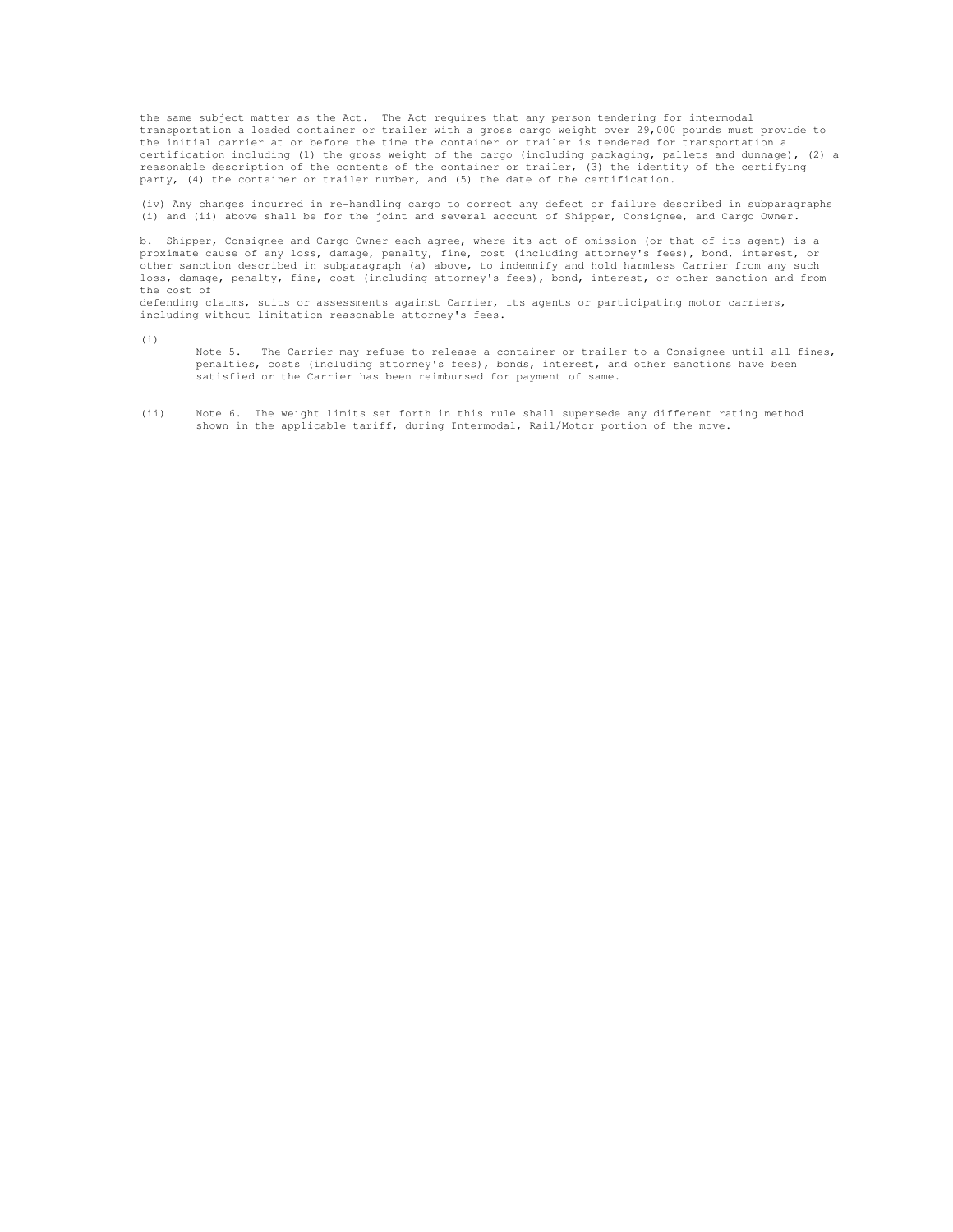the same subject matter as the Act. The Act requires that any person tendering for intermodal transportation a loaded container or trailer with a gross cargo weight over 29,000 pounds must provide to the initial carrier at or before the time the container or trailer is tendered for transportation a certification including (1) the gross weight of the cargo (including packaging, pallets and dunnage), (2) a reasonable description of the contents of the container or trailer, (3) the identity of the certifying party, (4) the container or trailer number, and (5) the date of the certification.

(iv) Any changes incurred in re-handling cargo to correct any defect or failure described in subparagraphs (i) and (ii) above shall be for the joint and several account of Shipper, Consignee, and Cargo Owner.

b. Shipper, Consignee and Cargo Owner each agree, where its act of omission (or that of its agent) is a proximate cause of any loss, damage, penalty, fine, cost (including attorney's fees), bond, interest, or other sanction described in subparagraph (a) above, to indemnify and hold harmless Carrier from any such loss, damage, penalty, fine, cost (including attorney's fees), bond, interest, or other sanction and from the cost of
defending claims, suits or assessments against Carrier, its agents or participating motor carriers, including without limitation reasonable attorney's fees.

(i)
Note 5. The Carrier may refuse to release a container or trailer to a Consignee until all fines, penalties, costs (including attorney's fees), bonds, interest, and other sanctions have been satisfied or the Carrier has been reimbursed for payment of same.

(ii) Note 6. The weight limits set forth in this rule shall supersede any different rating method shown in the applicable tariff, during Intermodal, Rail/Motor portion of the move.